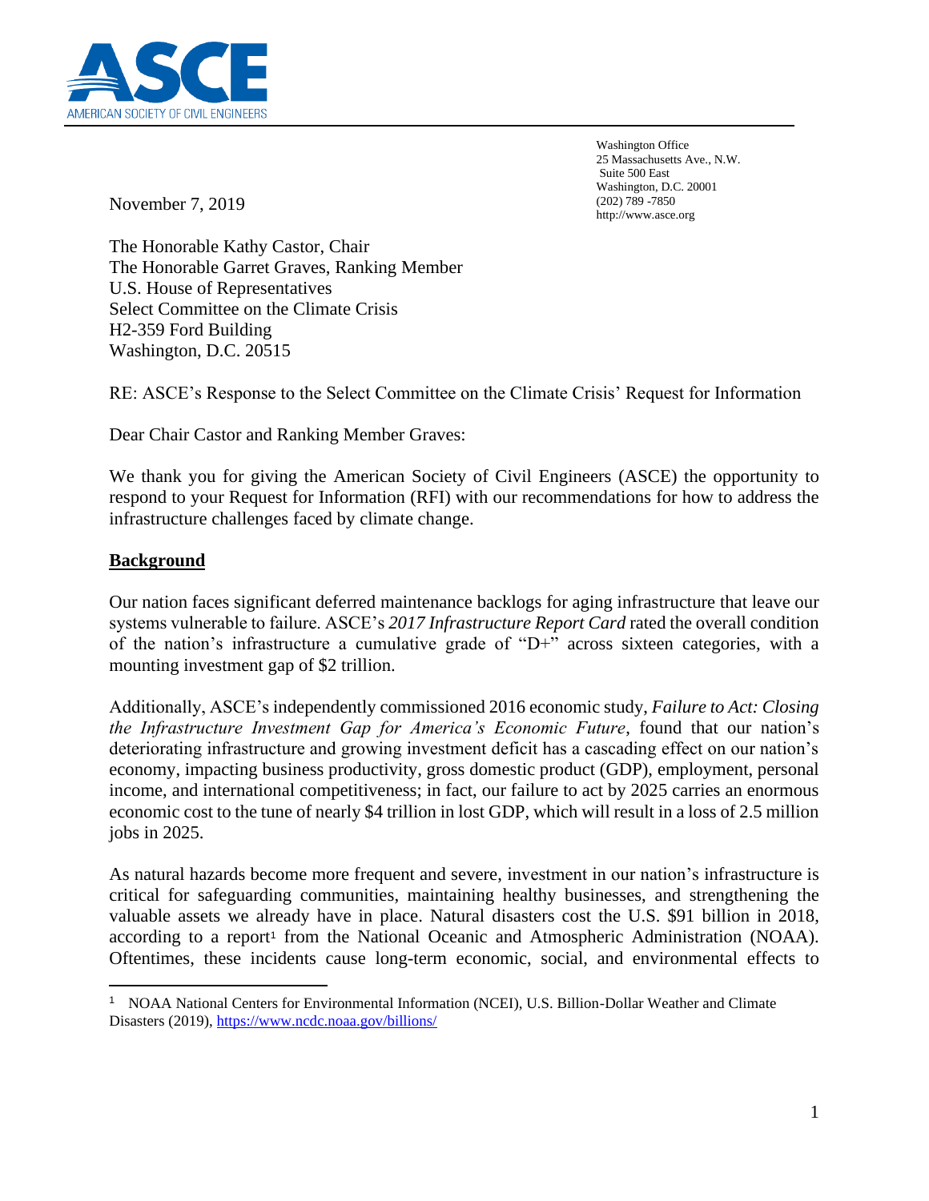**ASCE**
AMERICAN SOCIETY OF CIVIL ENGINEERS

Washington Office
25 Massachusetts Ave., N.W.
Suite 500 East
Washington, D.C. 20001
(202) 789 -7850
http://www.asce.org

November 7, 2019

The Honorable Kathy Castor, Chair
The Honorable Garret Graves, Ranking Member
U.S. House of Representatives
Select Committee on the Climate Crisis
H2-359 Ford Building
Washington, D.C. 20515

RE: ASCE's Response to the Select Committee on the Climate Crisis' Request for Information

Dear Chair Castor and Ranking Member Graves:

We thank you for giving the American Society of Civil Engineers (ASCE) the opportunity to respond to your Request for Information (RFI) with our recommendations for how to address the infrastructure challenges faced by climate change.

## Background

Our nation faces significant deferred maintenance backlogs for aging infrastructure that leave our systems vulnerable to failure. ASCE's *2017 Infrastructure Report Card* rated the overall condition of the nation's infrastructure a cumulative grade of "D+" across sixteen categories, with a mounting investment gap of $2 trillion.

Additionally, ASCE's independently commissioned 2016 economic study, *Failure to Act: Closing the Infrastructure Investment Gap for America's Economic Future*, found that our nation's deteriorating infrastructure and growing investment deficit has a cascading effect on our nation's economy, impacting business productivity, gross domestic product (GDP), employment, personal income, and international competitiveness; in fact, our failure to act by 2025 carries an enormous economic cost to the tune of nearly $4 trillion in lost GDP, which will result in a loss of 2.5 million jobs in 2025.

As natural hazards become more frequent and severe, investment in our nation's infrastructure is critical for safeguarding communities, maintaining healthy businesses, and strengthening the valuable assets we already have in place. Natural disasters cost the U.S. $91 billion in 2018, according to a report[1] from the National Oceanic and Atmospheric Administration (NOAA). Oftentimes, these incidents cause long-term economic, social, and environmental effects to

---

[1] NOAA National Centers for Environmental Information (NCEI), U.S. Billion-Dollar Weather and Climate Disasters (2019), https://www.ncdc.noaa.gov/billions/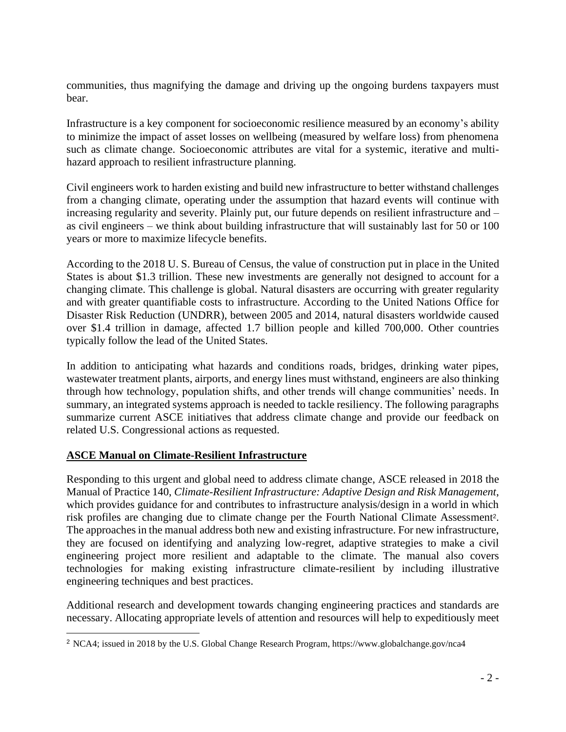communities, thus magnifying the damage and driving up the ongoing burdens taxpayers must bear.

Infrastructure is a key component for socioeconomic resilience measured by an economy's ability to minimize the impact of asset losses on wellbeing (measured by welfare loss) from phenomena such as climate change. Socioeconomic attributes are vital for a systemic, iterative and multi-hazard approach to resilient infrastructure planning.

Civil engineers work to harden existing and build new infrastructure to better withstand challenges from a changing climate, operating under the assumption that hazard events will continue with increasing regularity and severity. Plainly put, our future depends on resilient infrastructure and – as civil engineers – we think about building infrastructure that will sustainably last for 50 or 100 years or more to maximize lifecycle benefits.

According to the 2018 U. S. Bureau of Census, the value of construction put in place in the United States is about $1.3 trillion. These new investments are generally not designed to account for a changing climate. This challenge is global. Natural disasters are occurring with greater regularity and with greater quantifiable costs to infrastructure. According to the United Nations Office for Disaster Risk Reduction (UNDRR), between 2005 and 2014, natural disasters worldwide caused over $1.4 trillion in damage, affected 1.7 billion people and killed 700,000. Other countries typically follow the lead of the United States.

In addition to anticipating what hazards and conditions roads, bridges, drinking water pipes, wastewater treatment plants, airports, and energy lines must withstand, engineers are also thinking through how technology, population shifts, and other trends will change communities' needs. In summary, an integrated systems approach is needed to tackle resiliency. The following paragraphs summarize current ASCE initiatives that address climate change and provide our feedback on related U.S. Congressional actions as requested.

## ASCE Manual on Climate-Resilient Infrastructure

Responding to this urgent and global need to address climate change, ASCE released in 2018 the Manual of Practice 140, *Climate-Resilient Infrastructure: Adaptive Design and Risk Management*, which provides guidance for and contributes to infrastructure analysis/design in a world in which risk profiles are changing due to climate change per the Fourth National Climate Assessment[2]. The approaches in the manual address both new and existing infrastructure. For new infrastructure, they are focused on identifying and analyzing low-regret, adaptive strategies to make a civil engineering project more resilient and adaptable to the climate. The manual also covers technologies for making existing infrastructure climate-resilient by including illustrative engineering techniques and best practices.

Additional research and development towards changing engineering practices and standards are necessary. Allocating appropriate levels of attention and resources will help to expeditiously meet

[2] NCA4; issued in 2018 by the U.S. Global Change Research Program, https://www.globalchange.gov/nca4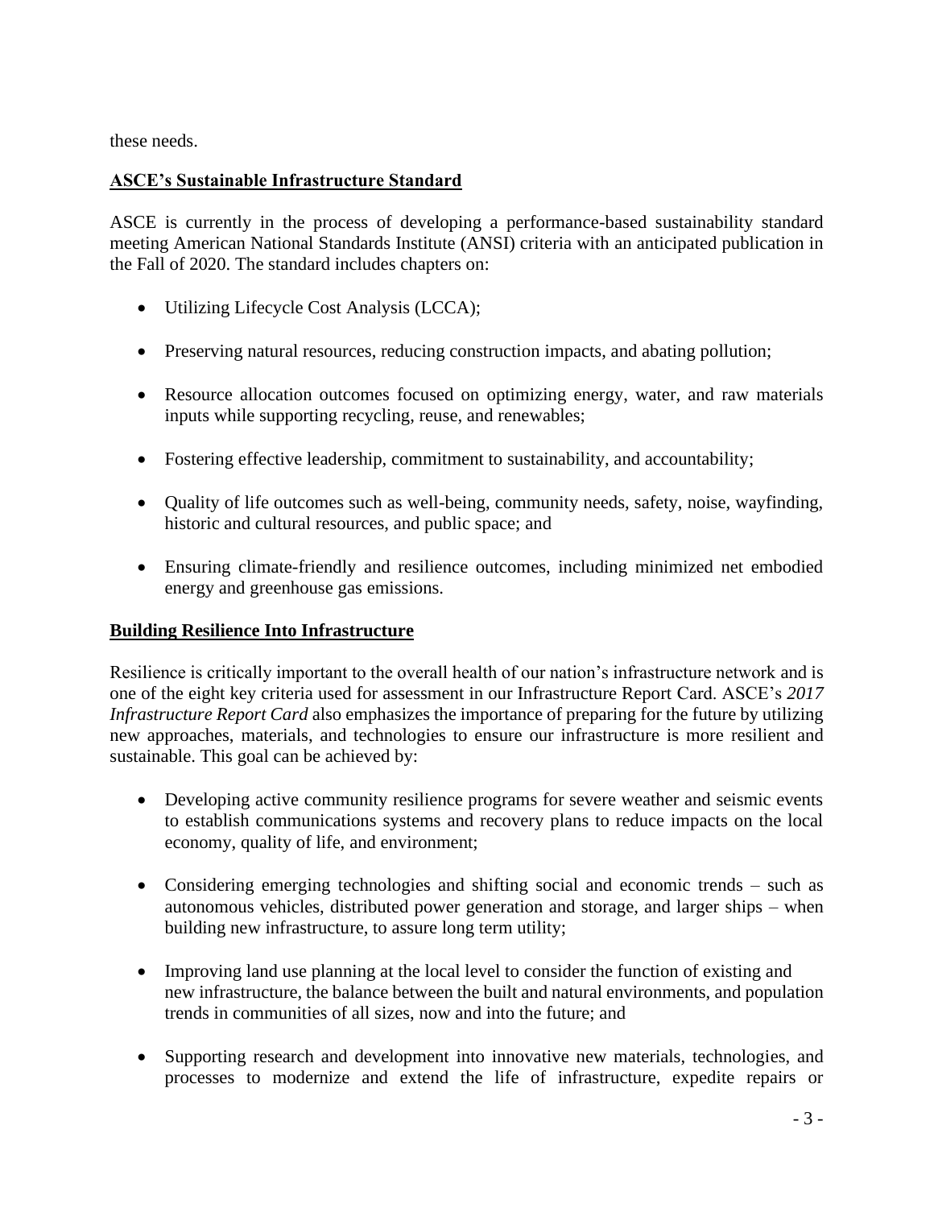these needs.

**ASCE's Sustainable Infrastructure Standard**

ASCE is currently in the process of developing a performance-based sustainability standard meeting American National Standards Institute (ANSI) criteria with an anticipated publication in the Fall of 2020. The standard includes chapters on:

- Utilizing Lifecycle Cost Analysis (LCCA);
- Preserving natural resources, reducing construction impacts, and abating pollution;
- Resource allocation outcomes focused on optimizing energy, water, and raw materials inputs while supporting recycling, reuse, and renewables;
- Fostering effective leadership, commitment to sustainability, and accountability;
- Quality of life outcomes such as well-being, community needs, safety, noise, wayfinding, historic and cultural resources, and public space; and
- Ensuring climate-friendly and resilience outcomes, including minimized net embodied energy and greenhouse gas emissions.

**Building Resilience Into Infrastructure**

Resilience is critically important to the overall health of our nation's infrastructure network and is one of the eight key criteria used for assessment in our Infrastructure Report Card. ASCE's *2017 Infrastructure Report Card* also emphasizes the importance of preparing for the future by utilizing new approaches, materials, and technologies to ensure our infrastructure is more resilient and sustainable. This goal can be achieved by:

- Developing active community resilience programs for severe weather and seismic events to establish communications systems and recovery plans to reduce impacts on the local economy, quality of life, and environment;
- Considering emerging technologies and shifting social and economic trends – such as autonomous vehicles, distributed power generation and storage, and larger ships – when building new infrastructure, to assure long term utility;
- Improving land use planning at the local level to consider the function of existing and new infrastructure, the balance between the built and natural environments, and population trends in communities of all sizes, now and into the future; and
- Supporting research and development into innovative new materials, technologies, and processes to modernize and extend the life of infrastructure, expedite repairs or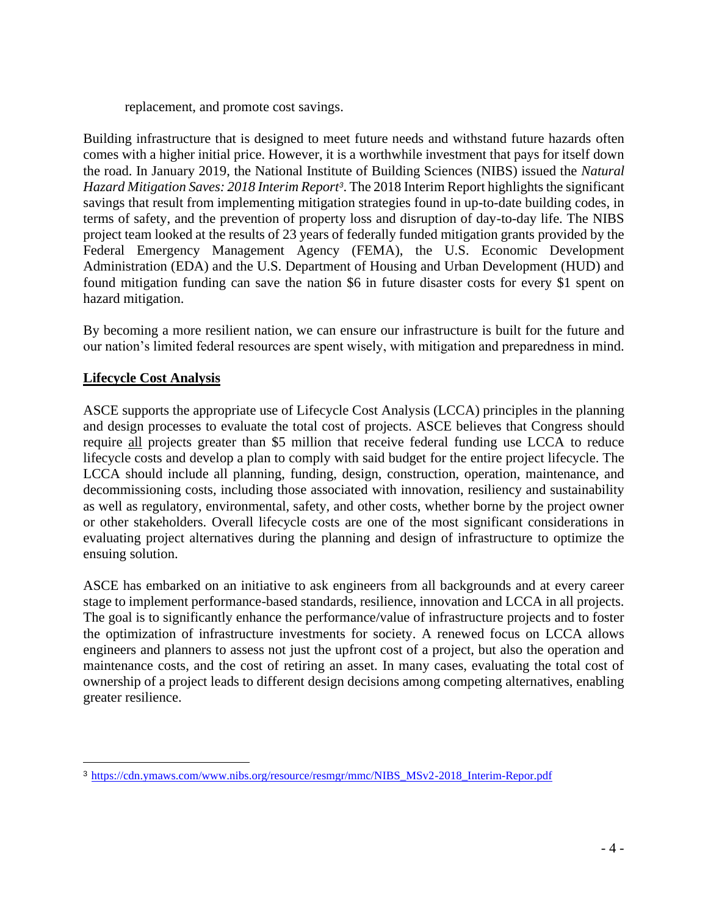replacement, and promote cost savings.

Building infrastructure that is designed to meet future needs and withstand future hazards often comes with a higher initial price. However, it is a worthwhile investment that pays for itself down the road. In January 2019, the National Institute of Building Sciences (NIBS) issued the *Natural Hazard Mitigation Saves: 2018 Interim Report*[3]. The 2018 Interim Report highlights the significant savings that result from implementing mitigation strategies found in up-to-date building codes, in terms of safety, and the prevention of property loss and disruption of day-to-day life. The NIBS project team looked at the results of 23 years of federally funded mitigation grants provided by the Federal Emergency Management Agency (FEMA), the U.S. Economic Development Administration (EDA) and the U.S. Department of Housing and Urban Development (HUD) and found mitigation funding can save the nation $6 in future disaster costs for every $1 spent on hazard mitigation.

By becoming a more resilient nation, we can ensure our infrastructure is built for the future and our nation's limited federal resources are spent wisely, with mitigation and preparedness in mind.

## Lifecycle Cost Analysis

ASCE supports the appropriate use of Lifecycle Cost Analysis (LCCA) principles in the planning and design processes to evaluate the total cost of projects. ASCE believes that Congress should require all projects greater than $5 million that receive federal funding use LCCA to reduce lifecycle costs and develop a plan to comply with said budget for the entire project lifecycle. The LCCA should include all planning, funding, design, construction, operation, maintenance, and decommissioning costs, including those associated with innovation, resiliency and sustainability as well as regulatory, environmental, safety, and other costs, whether borne by the project owner or other stakeholders. Overall lifecycle costs are one of the most significant considerations in evaluating project alternatives during the planning and design of infrastructure to optimize the ensuing solution.

ASCE has embarked on an initiative to ask engineers from all backgrounds and at every career stage to implement performance-based standards, resilience, innovation and LCCA in all projects. The goal is to significantly enhance the performance/value of infrastructure projects and to foster the optimization of infrastructure investments for society. A renewed focus on LCCA allows engineers and planners to assess not just the upfront cost of a project, but also the operation and maintenance costs, and the cost of retiring an asset. In many cases, evaluating the total cost of ownership of a project leads to different design decisions among competing alternatives, enabling greater resilience.

---

[3] https://cdn.ymaws.com/www.nibs.org/resource/resmgr/mmc/NIBS_MSv2-2018_Interim-Repor.pdf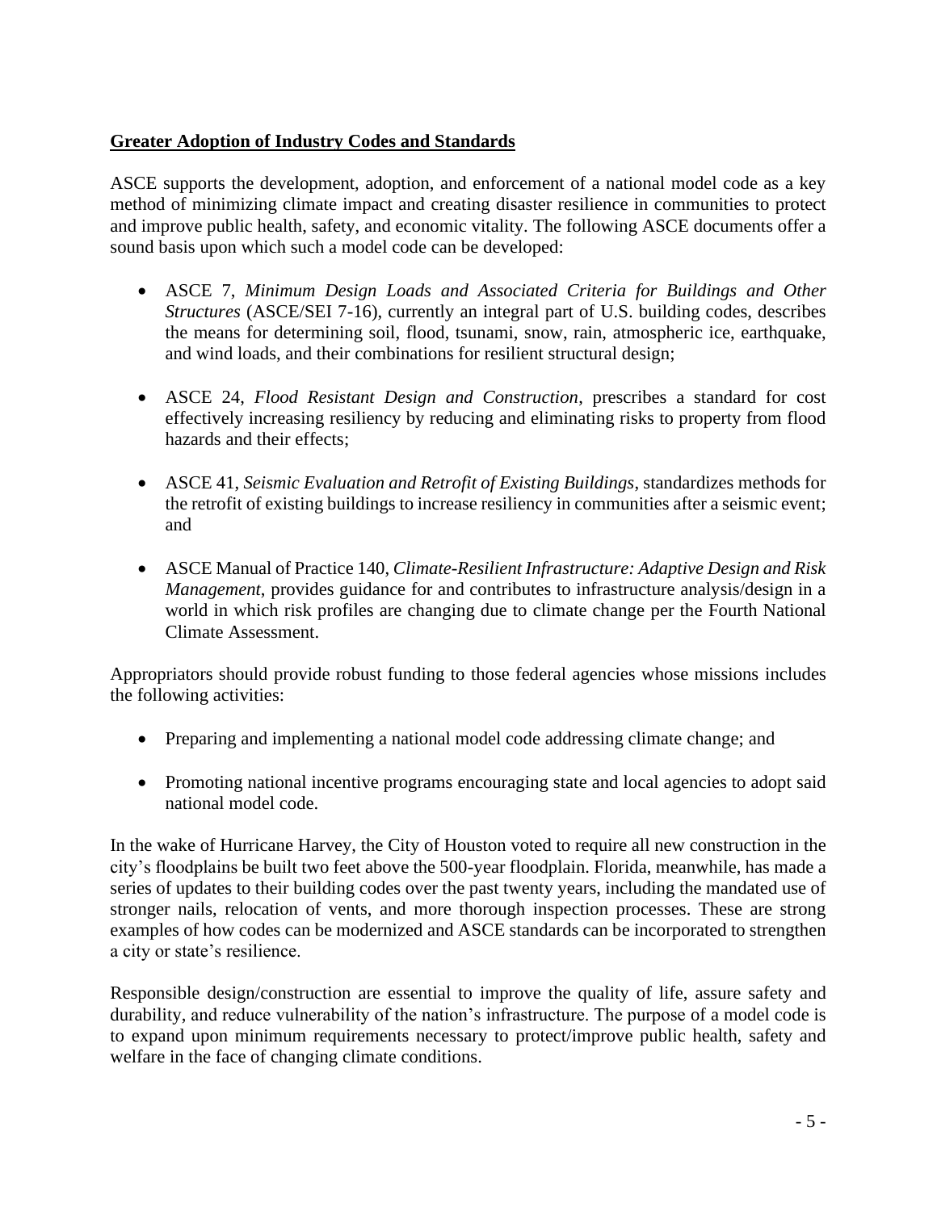**Greater Adoption of Industry Codes and Standards**

ASCE supports the development, adoption, and enforcement of a national model code as a key method of minimizing climate impact and creating disaster resilience in communities to protect and improve public health, safety, and economic vitality. The following ASCE documents offer a sound basis upon which such a model code can be developed:

- ASCE 7, *Minimum Design Loads and Associated Criteria for Buildings and Other Structures* (ASCE/SEI 7-16), currently an integral part of U.S. building codes, describes the means for determining soil, flood, tsunami, snow, rain, atmospheric ice, earthquake, and wind loads, and their combinations for resilient structural design;

- ASCE 24, *Flood Resistant Design and Construction*, prescribes a standard for cost effectively increasing resiliency by reducing and eliminating risks to property from flood hazards and their effects;

- ASCE 41, *Seismic Evaluation and Retrofit of Existing Buildings*, standardizes methods for the retrofit of existing buildings to increase resiliency in communities after a seismic event; and

- ASCE Manual of Practice 140, *Climate-Resilient Infrastructure: Adaptive Design and Risk Management*, provides guidance for and contributes to infrastructure analysis/design in a world in which risk profiles are changing due to climate change per the Fourth National Climate Assessment.

Appropriators should provide robust funding to those federal agencies whose missions includes the following activities:

- Preparing and implementing a national model code addressing climate change; and

- Promoting national incentive programs encouraging state and local agencies to adopt said national model code.

In the wake of Hurricane Harvey, the City of Houston voted to require all new construction in the city's floodplains be built two feet above the 500-year floodplain. Florida, meanwhile, has made a series of updates to their building codes over the past twenty years, including the mandated use of stronger nails, relocation of vents, and more thorough inspection processes. These are strong examples of how codes can be modernized and ASCE standards can be incorporated to strengthen a city or state's resilience.

Responsible design/construction are essential to improve the quality of life, assure safety and durability, and reduce vulnerability of the nation's infrastructure. The purpose of a model code is to expand upon minimum requirements necessary to protect/improve public health, safety and welfare in the face of changing climate conditions.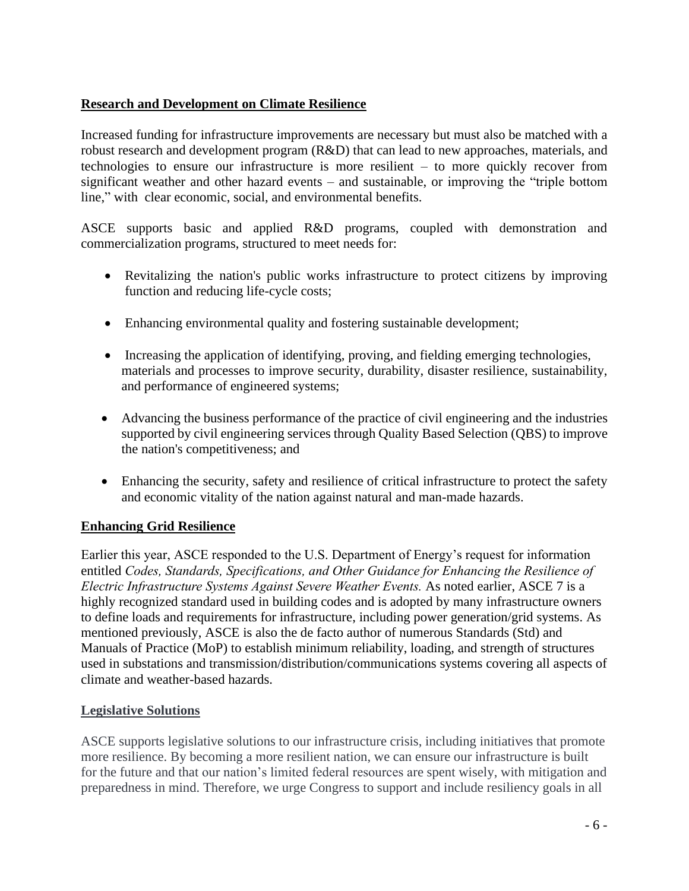**Research and Development on Climate Resilience**

Increased funding for infrastructure improvements are necessary but must also be matched with a robust research and development program (R&D) that can lead to new approaches, materials, and technologies to ensure our infrastructure is more resilient – to more quickly recover from significant weather and other hazard events – and sustainable, or improving the "triple bottom line," with clear economic, social, and environmental benefits.

ASCE supports basic and applied R&D programs, coupled with demonstration and commercialization programs, structured to meet needs for:

- Revitalizing the nation's public works infrastructure to protect citizens by improving function and reducing life-cycle costs;
- Enhancing environmental quality and fostering sustainable development;
- Increasing the application of identifying, proving, and fielding emerging technologies, materials and processes to improve security, durability, disaster resilience, sustainability, and performance of engineered systems;
- Advancing the business performance of the practice of civil engineering and the industries supported by civil engineering services through Quality Based Selection (QBS) to improve the nation's competitiveness; and
- Enhancing the security, safety and resilience of critical infrastructure to protect the safety and economic vitality of the nation against natural and man-made hazards.

**Enhancing Grid Resilience**

Earlier this year, ASCE responded to the U.S. Department of Energy's request for information entitled *Codes, Standards, Specifications, and Other Guidance for Enhancing the Resilience of Electric Infrastructure Systems Against Severe Weather Events.* As noted earlier, ASCE 7 is a highly recognized standard used in building codes and is adopted by many infrastructure owners to define loads and requirements for infrastructure, including power generation/grid systems. As mentioned previously, ASCE is also the de facto author of numerous Standards (Std) and Manuals of Practice (MoP) to establish minimum reliability, loading, and strength of structures used in substations and transmission/distribution/communications systems covering all aspects of climate and weather-based hazards.

**Legislative Solutions**

ASCE supports legislative solutions to our infrastructure crisis, including initiatives that promote more resilience. By becoming a more resilient nation, we can ensure our infrastructure is built for the future and that our nation's limited federal resources are spent wisely, with mitigation and preparedness in mind. Therefore, we urge Congress to support and include resiliency goals in all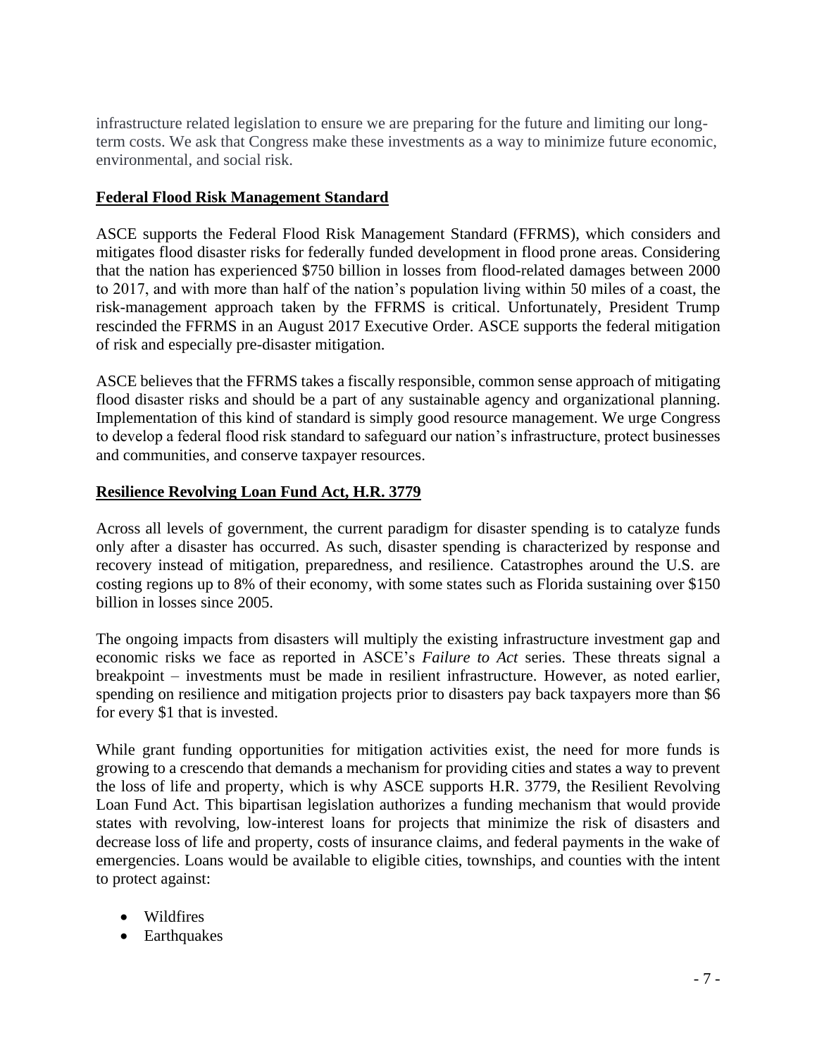infrastructure related legislation to ensure we are preparing for the future and limiting our long-term costs. We ask that Congress make these investments as a way to minimize future economic, environmental, and social risk.

## Federal Flood Risk Management Standard

ASCE supports the Federal Flood Risk Management Standard (FFRMS), which considers and mitigates flood disaster risks for federally funded development in flood prone areas. Considering that the nation has experienced $750 billion in losses from flood-related damages between 2000 to 2017, and with more than half of the nation's population living within 50 miles of a coast, the risk-management approach taken by the FFRMS is critical. Unfortunately, President Trump rescinded the FFRMS in an August 2017 Executive Order. ASCE supports the federal mitigation of risk and especially pre-disaster mitigation.

ASCE believes that the FFRMS takes a fiscally responsible, common sense approach of mitigating flood disaster risks and should be a part of any sustainable agency and organizational planning. Implementation of this kind of standard is simply good resource management. We urge Congress to develop a federal flood risk standard to safeguard our nation's infrastructure, protect businesses and communities, and conserve taxpayer resources.

## Resilience Revolving Loan Fund Act, H.R. 3779

Across all levels of government, the current paradigm for disaster spending is to catalyze funds only after a disaster has occurred. As such, disaster spending is characterized by response and recovery instead of mitigation, preparedness, and resilience. Catastrophes around the U.S. are costing regions up to 8% of their economy, with some states such as Florida sustaining over $150 billion in losses since 2005.

The ongoing impacts from disasters will multiply the existing infrastructure investment gap and economic risks we face as reported in ASCE's *Failure to Act* series. These threats signal a breakpoint – investments must be made in resilient infrastructure. However, as noted earlier, spending on resilience and mitigation projects prior to disasters pay back taxpayers more than $6 for every $1 that is invested.

While grant funding opportunities for mitigation activities exist, the need for more funds is growing to a crescendo that demands a mechanism for providing cities and states a way to prevent the loss of life and property, which is why ASCE supports H.R. 3779, the Resilient Revolving Loan Fund Act. This bipartisan legislation authorizes a funding mechanism that would provide states with revolving, low-interest loans for projects that minimize the risk of disasters and decrease loss of life and property, costs of insurance claims, and federal payments in the wake of emergencies. Loans would be available to eligible cities, townships, and counties with the intent to protect against:

- Wildfires
- Earthquakes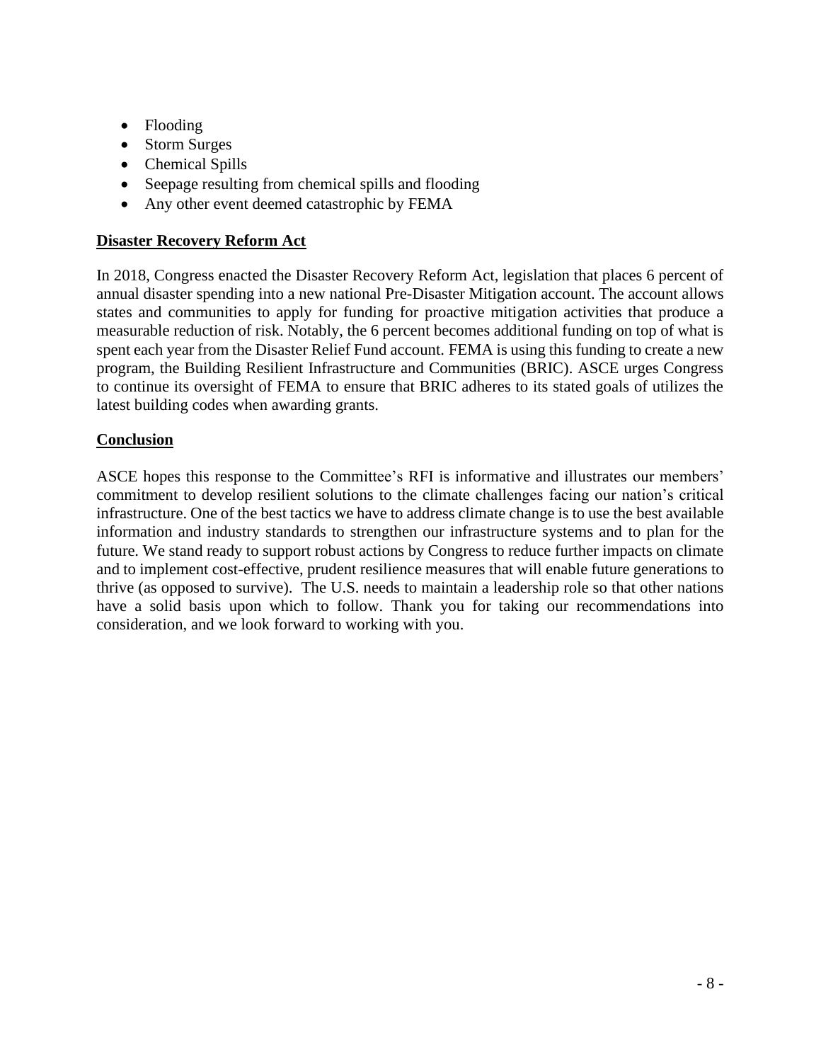- Flooding
- Storm Surges
- Chemical Spills
- Seepage resulting from chemical spills and flooding
- Any other event deemed catastrophic by FEMA

**Disaster Recovery Reform Act**

In 2018, Congress enacted the Disaster Recovery Reform Act, legislation that places 6 percent of annual disaster spending into a new national Pre-Disaster Mitigation account. The account allows states and communities to apply for funding for proactive mitigation activities that produce a measurable reduction of risk. Notably, the 6 percent becomes additional funding on top of what is spent each year from the Disaster Relief Fund account. FEMA is using this funding to create a new program, the Building Resilient Infrastructure and Communities (BRIC). ASCE urges Congress to continue its oversight of FEMA to ensure that BRIC adheres to its stated goals of utilizes the latest building codes when awarding grants.

**Conclusion**

ASCE hopes this response to the Committee's RFI is informative and illustrates our members' commitment to develop resilient solutions to the climate challenges facing our nation's critical infrastructure. One of the best tactics we have to address climate change is to use the best available information and industry standards to strengthen our infrastructure systems and to plan for the future. We stand ready to support robust actions by Congress to reduce further impacts on climate and to implement cost-effective, prudent resilience measures that will enable future generations to thrive (as opposed to survive). The U.S. needs to maintain a leadership role so that other nations have a solid basis upon which to follow. Thank you for taking our recommendations into consideration, and we look forward to working with you.